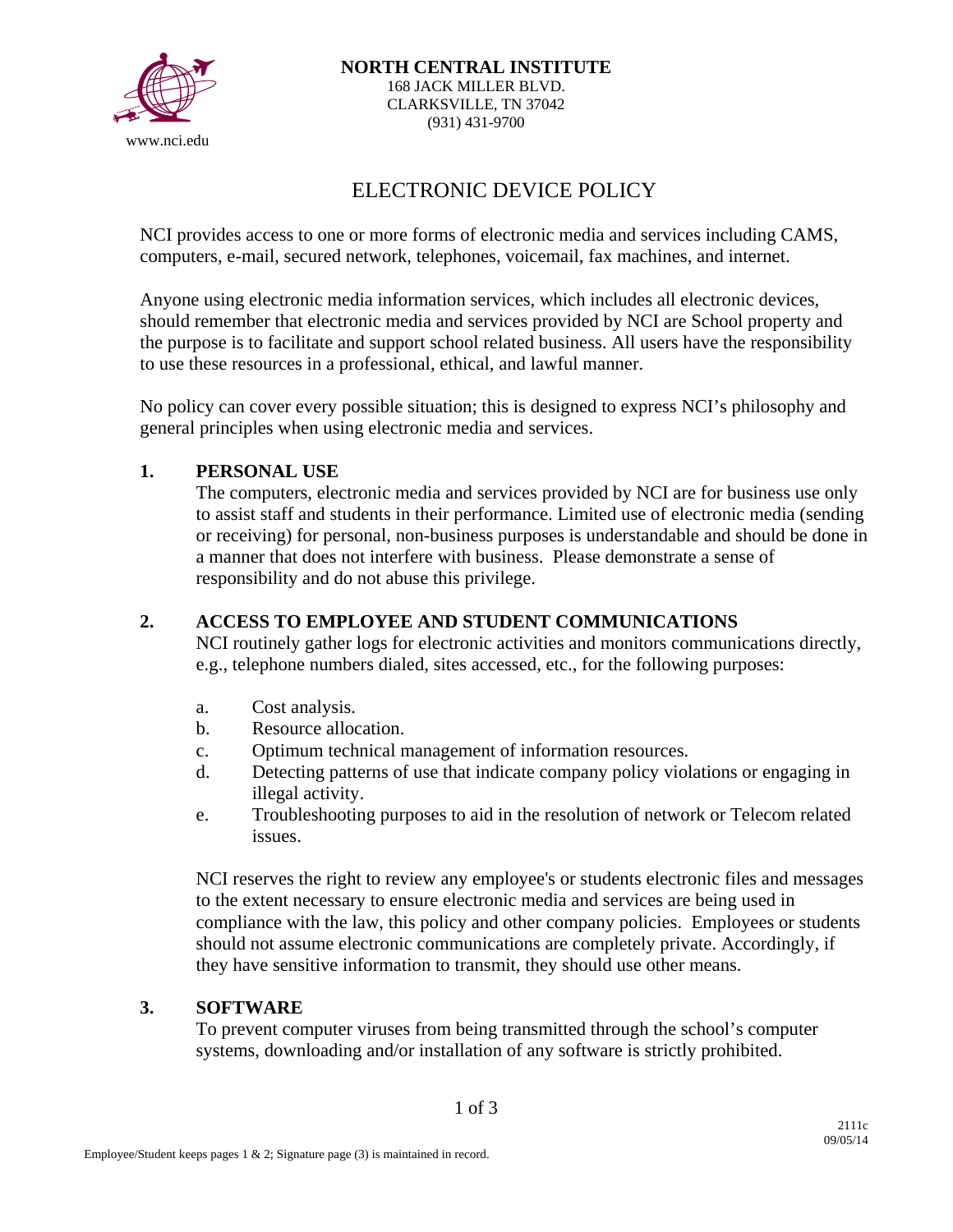**NORTH CENTRAL INSTITUTE**
168 JACK MILLER BLVD.
CLARKSVILLE, TN 37042
(931) 431-9700

www.nci.edu

# ELECTRONIC DEVICE POLICY

NCI provides access to one or more forms of electronic media and services including CAMS, computers, e-mail, secured network, telephones, voicemail, fax machines, and internet.

Anyone using electronic media information services, which includes all electronic devices, should remember that electronic media and services provided by NCI are School property and the purpose is to facilitate and support school related business. All users have the responsibility to use these resources in a professional, ethical, and lawful manner.

No policy can cover every possible situation; this is designed to express NCI's philosophy and general principles when using electronic media and services.

## 1. PERSONAL USE

The computers, electronic media and services provided by NCI are for business use only to assist staff and students in their performance. Limited use of electronic media (sending or receiving) for personal, non-business purposes is understandable and should be done in a manner that does not interfere with business. Please demonstrate a sense of responsibility and do not abuse this privilege.

## 2. ACCESS TO EMPLOYEE AND STUDENT COMMUNICATIONS

NCI routinely gather logs for electronic activities and monitors communications directly, e.g., telephone numbers dialed, sites accessed, etc., for the following purposes:

a. Cost analysis.
b. Resource allocation.
c. Optimum technical management of information resources.
d. Detecting patterns of use that indicate company policy violations or engaging in illegal activity.
e. Troubleshooting purposes to aid in the resolution of network or Telecom related issues.

NCI reserves the right to review any employee's or students electronic files and messages to the extent necessary to ensure electronic media and services are being used in compliance with the law, this policy and other company policies. Employees or students should not assume electronic communications are completely private. Accordingly, if they have sensitive information to transmit, they should use other means.

## 3. SOFTWARE

To prevent computer viruses from being transmitted through the school's computer systems, downloading and/or installation of any software is strictly prohibited.

2111c
09/05/14

Employee/Student keeps pages 1 & 2; Signature page (3) is maintained in record.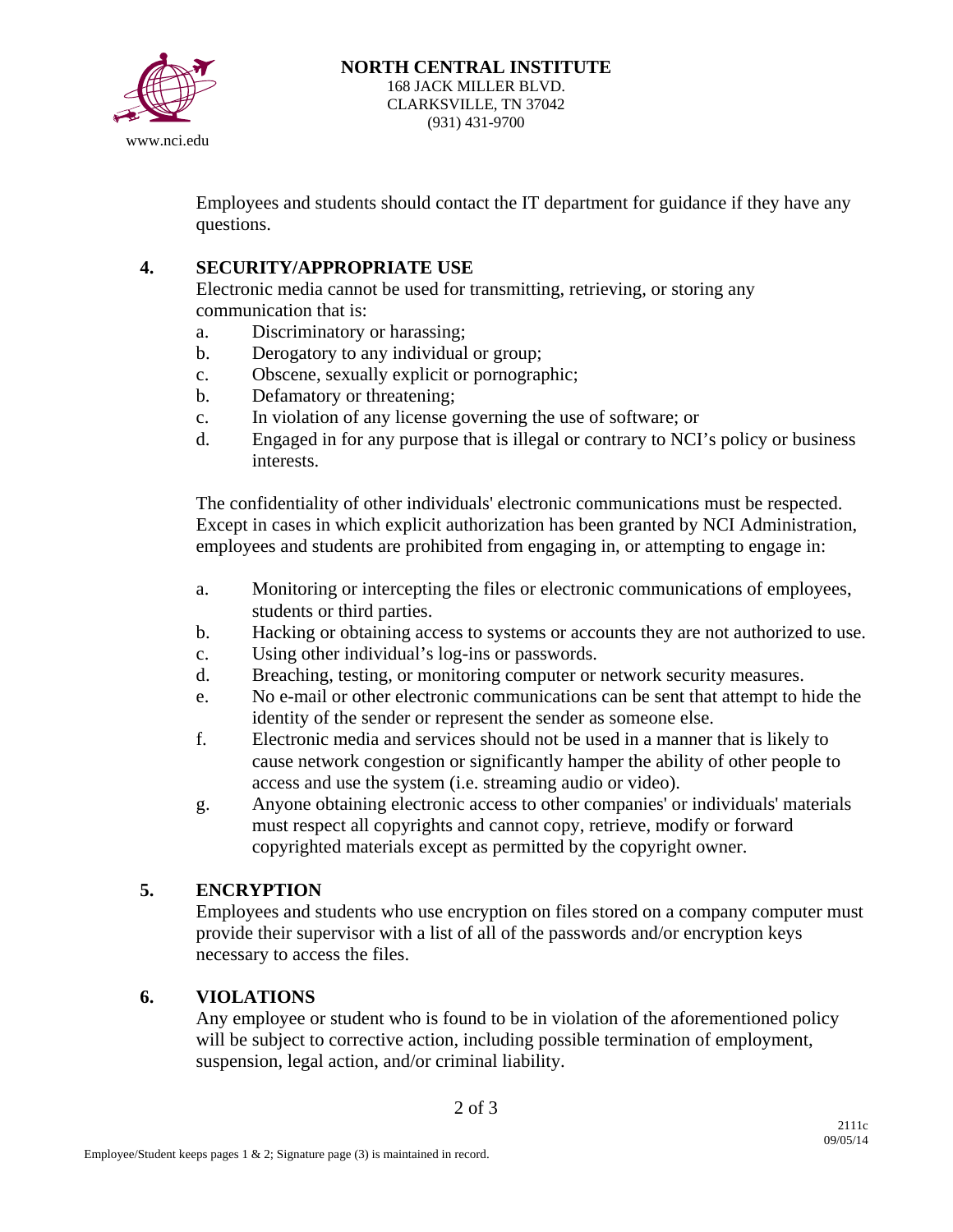Employees and students should contact the IT department for guidance if they have any questions.

## 4. SECURITY/APPROPRIATE USE

Electronic media cannot be used for transmitting, retrieving, or storing any communication that is:

a. Discriminatory or harassing;
b. Derogatory to any individual or group;
c. Obscene, sexually explicit or pornographic;
b. Defamatory or threatening;
c. In violation of any license governing the use of software; or
d. Engaged in for any purpose that is illegal or contrary to NCI's policy or business interests.

The confidentiality of other individuals' electronic communications must be respected. Except in cases in which explicit authorization has been granted by NCI Administration, employees and students are prohibited from engaging in, or attempting to engage in:

a. Monitoring or intercepting the files or electronic communications of employees, students or third parties.
b. Hacking or obtaining access to systems or accounts they are not authorized to use.
c. Using other individual's log-ins or passwords.
d. Breaching, testing, or monitoring computer or network security measures.
e. No e-mail or other electronic communications can be sent that attempt to hide the identity of the sender or represent the sender as someone else.
f. Electronic media and services should not be used in a manner that is likely to cause network congestion or significantly hamper the ability of other people to access and use the system (i.e. streaming audio or video).
g. Anyone obtaining electronic access to other companies' or individuals' materials must respect all copyrights and cannot copy, retrieve, modify or forward copyrighted materials except as permitted by the copyright owner.

## 5. ENCRYPTION

Employees and students who use encryption on files stored on a company computer must provide their supervisor with a list of all of the passwords and/or encryption keys necessary to access the files.

## 6. VIOLATIONS

Any employee or student who is found to be in violation of the aforementioned policy will be subject to corrective action, including possible termination of employment, suspension, legal action, and/or criminal liability.

Employee/Student keeps pages 1 & 2; Signature page (3) is maintained in record.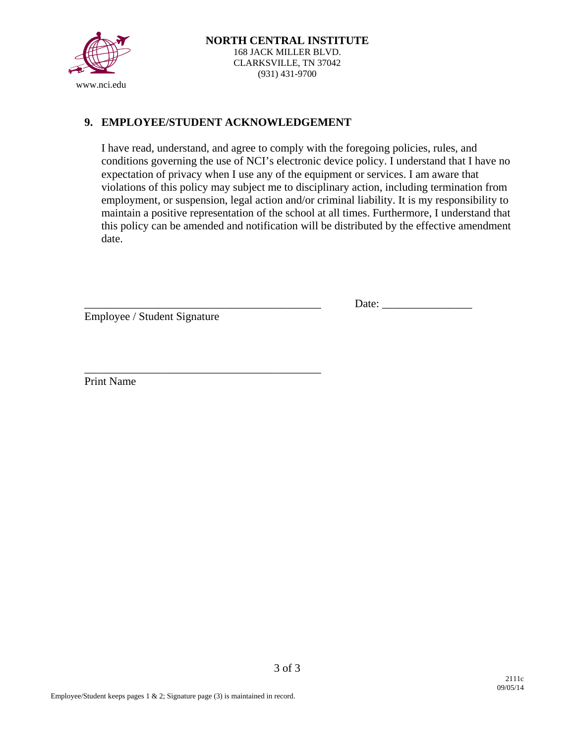**NORTH CENTRAL INSTITUTE**
168 JACK MILLER BLVD.
CLARKSVILLE, TN 37042
(931) 431-9700

www.nci.edu

## 9. EMPLOYEE/STUDENT ACKNOWLEDGEMENT

I have read, understand, and agree to comply with the foregoing policies, rules, and conditions governing the use of NCI's electronic device policy. I understand that I have no expectation of privacy when I use any of the equipment or services. I am aware that violations of this policy may subject me to disciplinary action, including termination from employment, or suspension, legal action and/or criminal liability. It is my responsibility to maintain a positive representation of the school at all times. Furthermore, I understand that this policy can be amended and notification will be distributed by the effective amendment date.

\_\_\_\_\_\_\_\_\_\_\_\_\_\_\_\_\_\_\_\_\_\_\_\_\_\_\_\_\_\_\_\_\_\_\_\_\_\_\_\_\_\_ Date: \_\_\_\_\_\_\_\_\_\_\_\_\_\_\_\_
Employee / Student Signature

\_\_\_\_\_\_\_\_\_\_\_\_\_\_\_\_\_\_\_\_\_\_\_\_\_\_\_\_\_\_\_\_\_\_\_\_\_\_\_\_\_\_
Print Name

Employee/Student keeps pages 1 & 2; Signature page (3) is maintained in record.

2111c
09/05/14